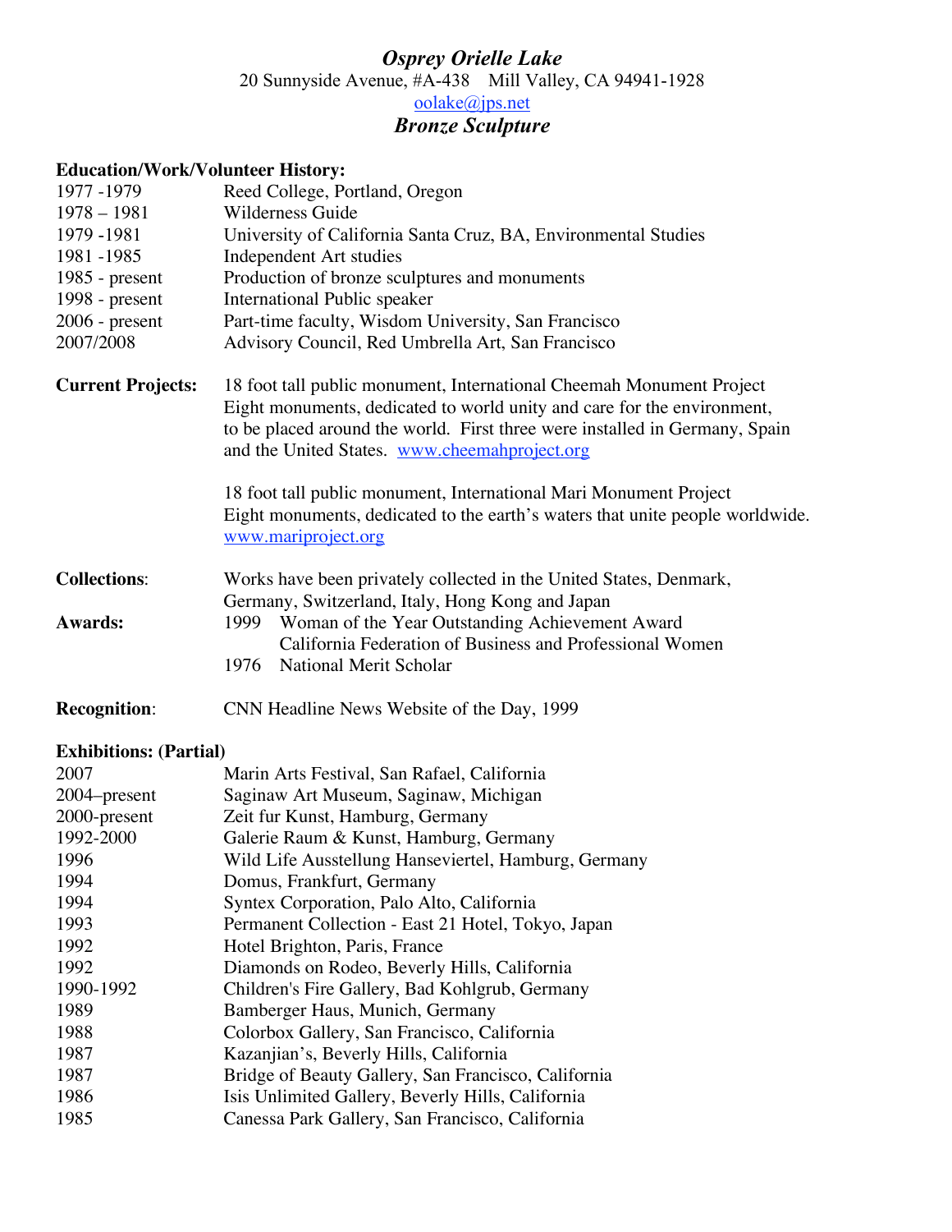# *Osprey Orielle Lake*

20 Sunnyside Avenue, #A-438 Mill Valley, CA 94941-1928

oolake@jps.net

## *Bronze Sculpture*

**Education/Work/Volunteer History:**

| | |
|---|---|
| 1977 -1979 | Reed College, Portland, Oregon |
| 1978 – 1981 | Wilderness Guide |
| 1979 -1981 | University of California Santa Cruz, BA, Environmental Studies |
| 1981 -1985 | Independent Art studies |
| 1985 - present | Production of bronze sculptures and monuments |
| 1998 - present | International Public speaker |
| 2006 - present | Part-time faculty, Wisdom University, San Francisco |
| 2007/2008 | Advisory Council, Red Umbrella Art, San Francisco |

**Current Projects:**

18 foot tall public monument, International Cheemah Monument Project
Eight monuments, dedicated to world unity and care for the environment, to be placed around the world. First three were installed in Germany, Spain and the United States. www.cheemahproject.org

18 foot tall public monument, International Mari Monument Project
Eight monuments, dedicated to the earth's waters that unite people worldwide. www.mariproject.org

**Collections**: Works have been privately collected in the United States, Denmark, Germany, Switzerland, Italy, Hong Kong and Japan

**Awards:**

- 1999 Woman of the Year Outstanding Achievement Award
  California Federation of Business and Professional Women
- 1976 National Merit Scholar

**Recognition**: CNN Headline News Website of the Day, 1999

**Exhibitions: (Partial)**

| | |
|---|---|
| 2007 | Marin Arts Festival, San Rafael, California |
| 2004–present | Saginaw Art Museum, Saginaw, Michigan |
| 2000-present | Zeit fur Kunst, Hamburg, Germany |
| 1992-2000 | Galerie Raum & Kunst, Hamburg, Germany |
| 1996 | Wild Life Ausstellung Hanseviertel, Hamburg, Germany |
| 1994 | Domus, Frankfurt, Germany |
| 1994 | Syntex Corporation, Palo Alto, California |
| 1993 | Permanent Collection - East 21 Hotel, Tokyo, Japan |
| 1992 | Hotel Brighton, Paris, France |
| 1992 | Diamonds on Rodeo, Beverly Hills, California |
| 1990-1992 | Children's Fire Gallery, Bad Kohlgrub, Germany |
| 1989 | Bamberger Haus, Munich, Germany |
| 1988 | Colorbox Gallery, San Francisco, California |
| 1987 | Kazanjian's, Beverly Hills, California |
| 1987 | Bridge of Beauty Gallery, San Francisco, California |
| 1986 | Isis Unlimited Gallery, Beverly Hills, California |
| 1985 | Canessa Park Gallery, San Francisco, California |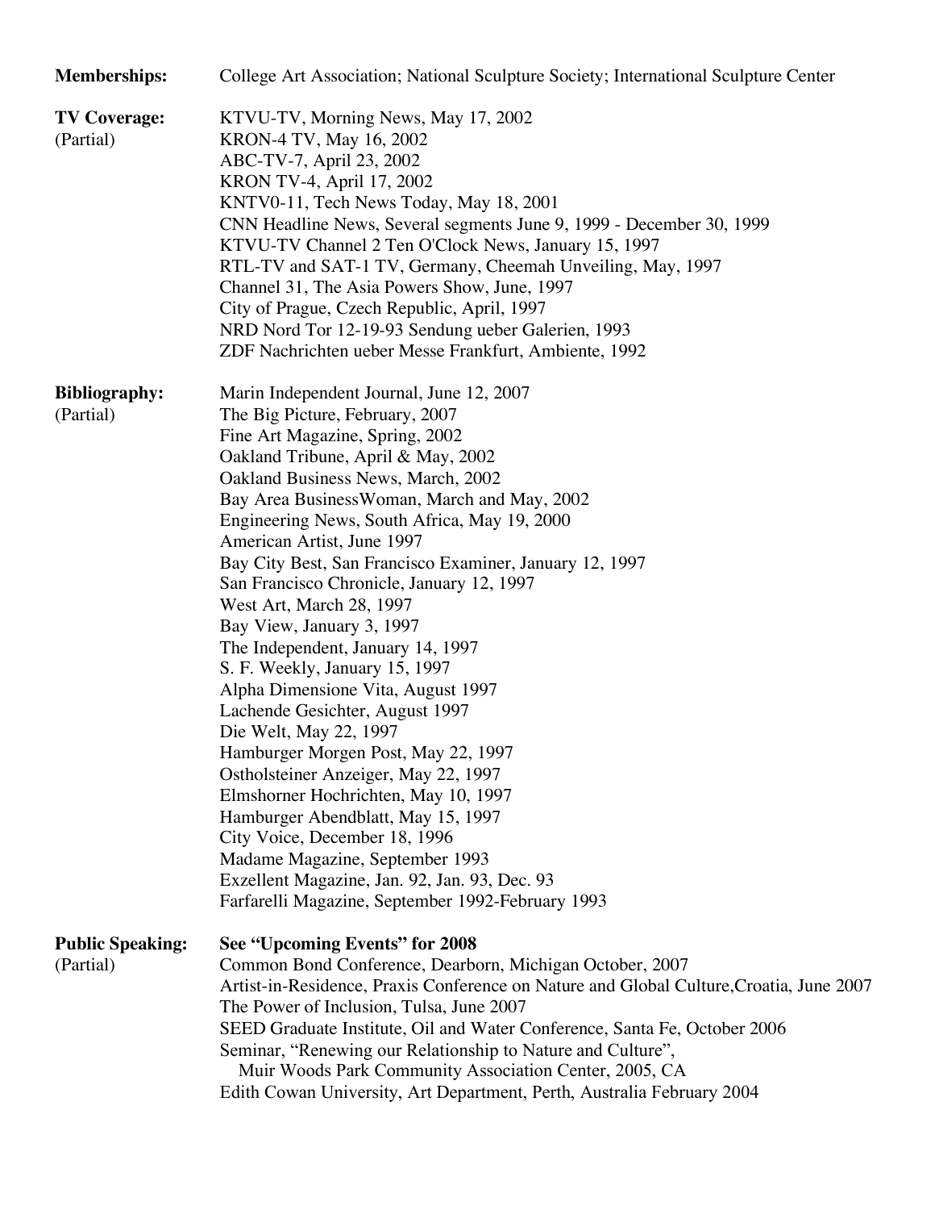**Memberships:** College Art Association; National Sculpture Society; International Sculpture Center

**TV Coverage:**
(Partial)

KTVU-TV, Morning News, May 17, 2002
KRON-4 TV, May 16, 2002
ABC-TV-7, April 23, 2002
KRON TV-4, April 17, 2002
KNTV0-11, Tech News Today, May 18, 2001
CNN Headline News, Several segments June 9, 1999 - December 30, 1999
KTVU-TV Channel 2 Ten O'Clock News, January 15, 1997
RTL-TV and SAT-1 TV, Germany, Cheemah Unveiling, May, 1997
Channel 31, The Asia Powers Show, June, 1997
City of Prague, Czech Republic, April, 1997
NRD Nord Tor 12-19-93 Sendung ueber Galerien, 1993
ZDF Nachrichten ueber Messe Frankfurt, Ambiente, 1992

**Bibliography:**
(Partial)

Marin Independent Journal, June 12, 2007
The Big Picture, February, 2007
Fine Art Magazine, Spring, 2002
Oakland Tribune, April & May, 2002
Oakland Business News, March, 2002
Bay Area BusinessWoman, March and May, 2002
Engineering News, South Africa, May 19, 2000
American Artist, June 1997
Bay City Best, San Francisco Examiner, January 12, 1997
San Francisco Chronicle, January 12, 1997
West Art, March 28, 1997
Bay View, January 3, 1997
The Independent, January 14, 1997
S. F. Weekly, January 15, 1997
Alpha Dimensione Vita, August 1997
Lachende Gesichter, August 1997
Die Welt, May 22, 1997
Hamburger Morgen Post, May 22, 1997
Ostholsteiner Anzeiger, May 22, 1997
Elmshorner Hochrichten, May 10, 1997
Hamburger Abendblatt, May 15, 1997
City Voice, December 18, 1996
Madame Magazine, September 1993
Exzellent Magazine, Jan. 92, Jan. 93, Dec. 93
Farfarelli Magazine, September 1992-February 1993

**Public Speaking:**
(Partial)

**See "Upcoming Events" for 2008**
Common Bond Conference, Dearborn, Michigan October, 2007
Artist-in-Residence, Praxis Conference on Nature and Global Culture,Croatia, June 2007
The Power of Inclusion, Tulsa, June 2007
SEED Graduate Institute, Oil and Water Conference, Santa Fe, October 2006
Seminar, "Renewing our Relationship to Nature and Culture",
Muir Woods Park Community Association Center, 2005, CA
Edith Cowan University, Art Department, Perth, Australia February 2004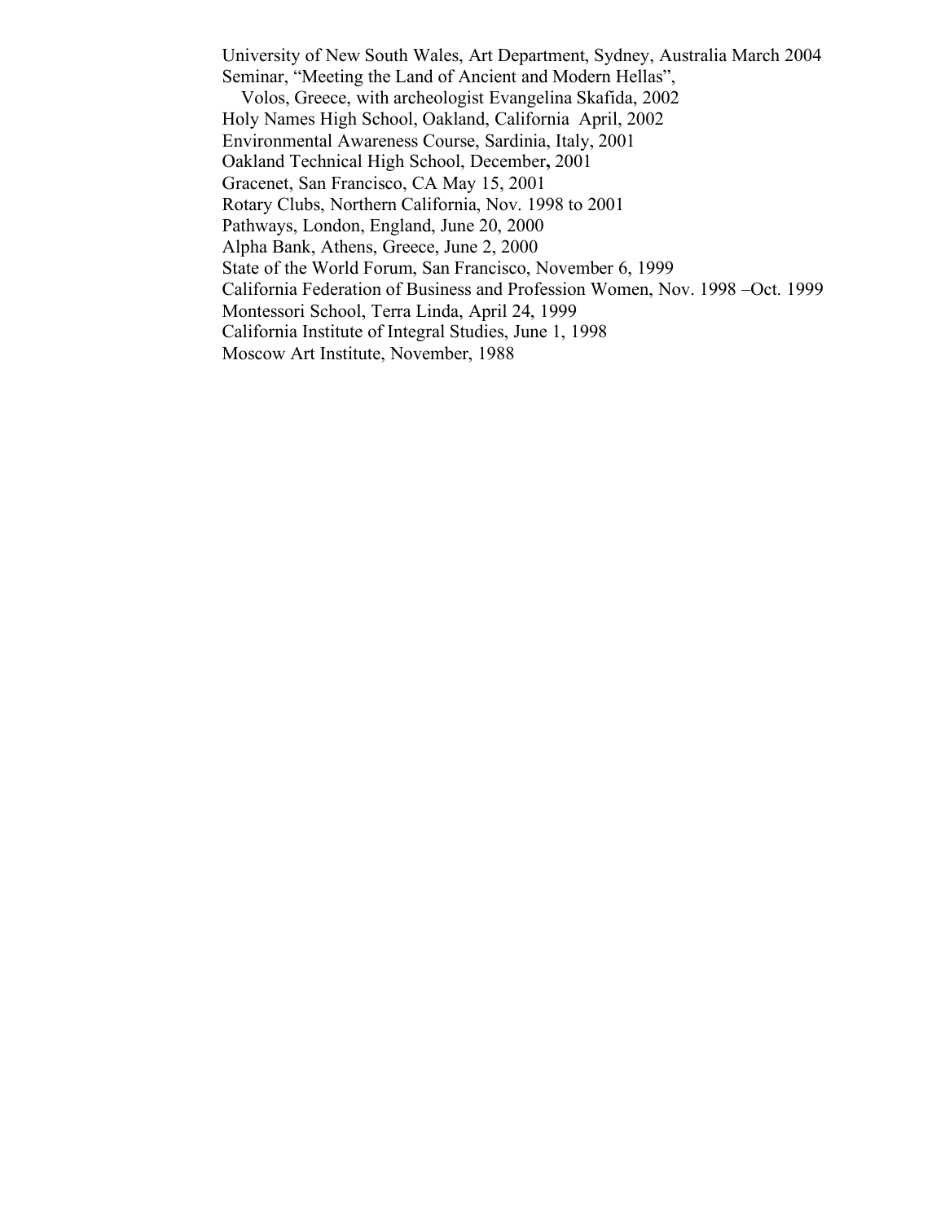University of New South Wales, Art Department, Sydney, Australia March 2004
Seminar, "Meeting the Land of Ancient and Modern Hellas",
Volos, Greece, with archeologist Evangelina Skafida, 2002
Holy Names High School, Oakland, California April, 2002
Environmental Awareness Course, Sardinia, Italy, 2001
Oakland Technical High School, December, 2001
Gracenet, San Francisco, CA May 15, 2001
Rotary Clubs, Northern California, Nov. 1998 to 2001
Pathways, London, England, June 20, 2000
Alpha Bank, Athens, Greece, June 2, 2000
State of the World Forum, San Francisco, November 6, 1999
California Federation of Business and Profession Women, Nov. 1998 –Oct. 1999
Montessori School, Terra Linda, April 24, 1999
California Institute of Integral Studies, June 1, 1998
Moscow Art Institute, November, 1988